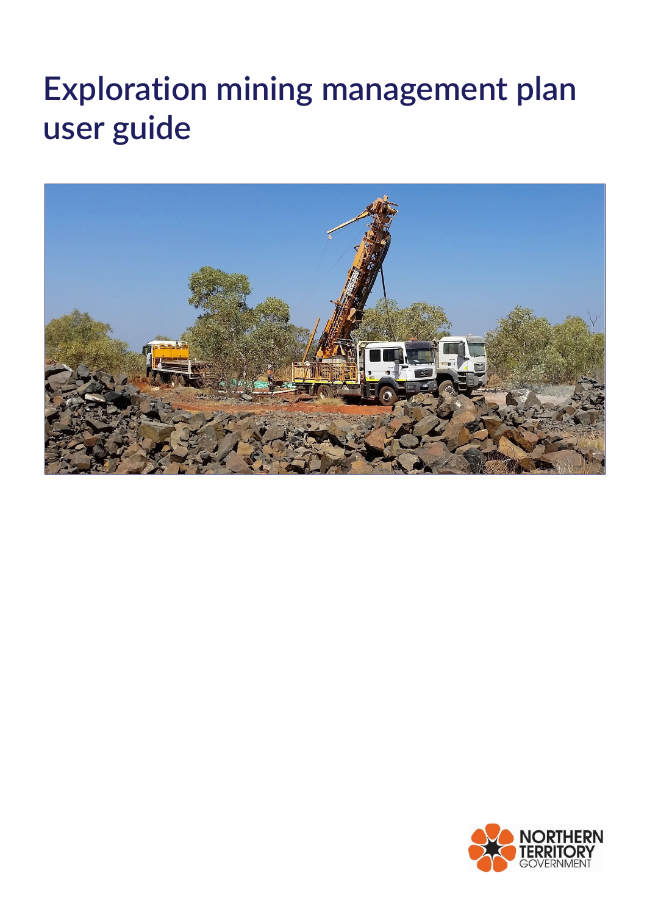# Exploration mining management plan user guide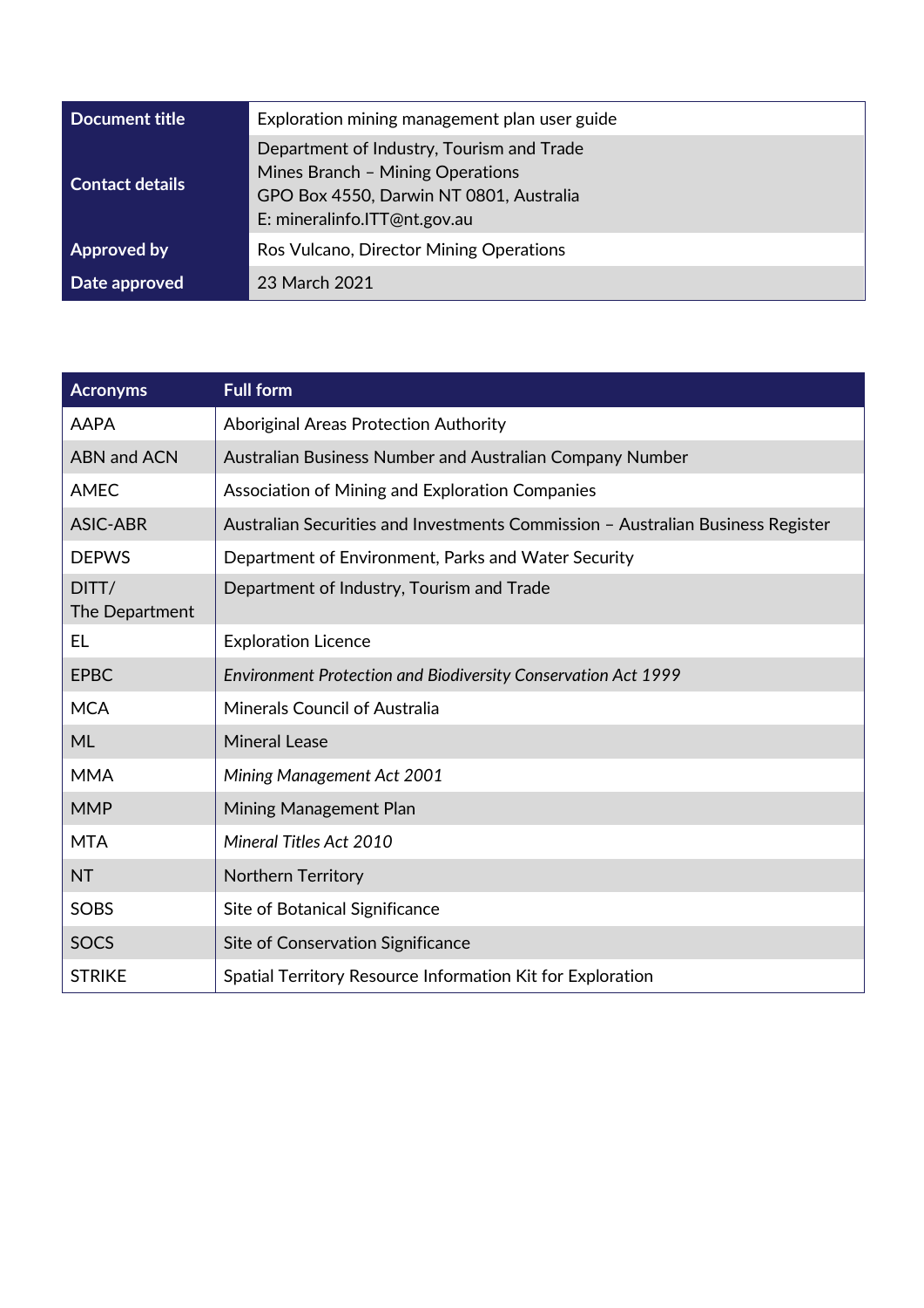| Document title | Exploration mining management plan user guide |
|---|---|
| Contact details | Department of Industry, Tourism and Trade<br>Mines Branch – Mining Operations<br>GPO Box 4550, Darwin NT 0801, Australia<br>E: mineralinfo.ITT@nt.gov.au |
| Approved by | Ros Vulcano, Director Mining Operations |
| Date approved | 23 March 2021 |

| Acronyms | Full form |
|---|---|
| AAPA | Aboriginal Areas Protection Authority |
| ABN and ACN | Australian Business Number and Australian Company Number |
| AMEC | Association of Mining and Exploration Companies |
| ASIC-ABR | Australian Securities and Investments Commission – Australian Business Register |
| DEPWS | Department of Environment, Parks and Water Security |
| DITT/<br>The Department | Department of Industry, Tourism and Trade |
| EL | Exploration Licence |
| EPBC | *Environment Protection and Biodiversity Conservation Act 1999* |
| MCA | Minerals Council of Australia |
| ML | Mineral Lease |
| MMA | *Mining Management Act 2001* |
| MMP | Mining Management Plan |
| MTA | *Mineral Titles Act 2010* |
| NT | Northern Territory |
| SOBS | Site of Botanical Significance |
| SOCS | Site of Conservation Significance |
| STRIKE | Spatial Territory Resource Information Kit for Exploration |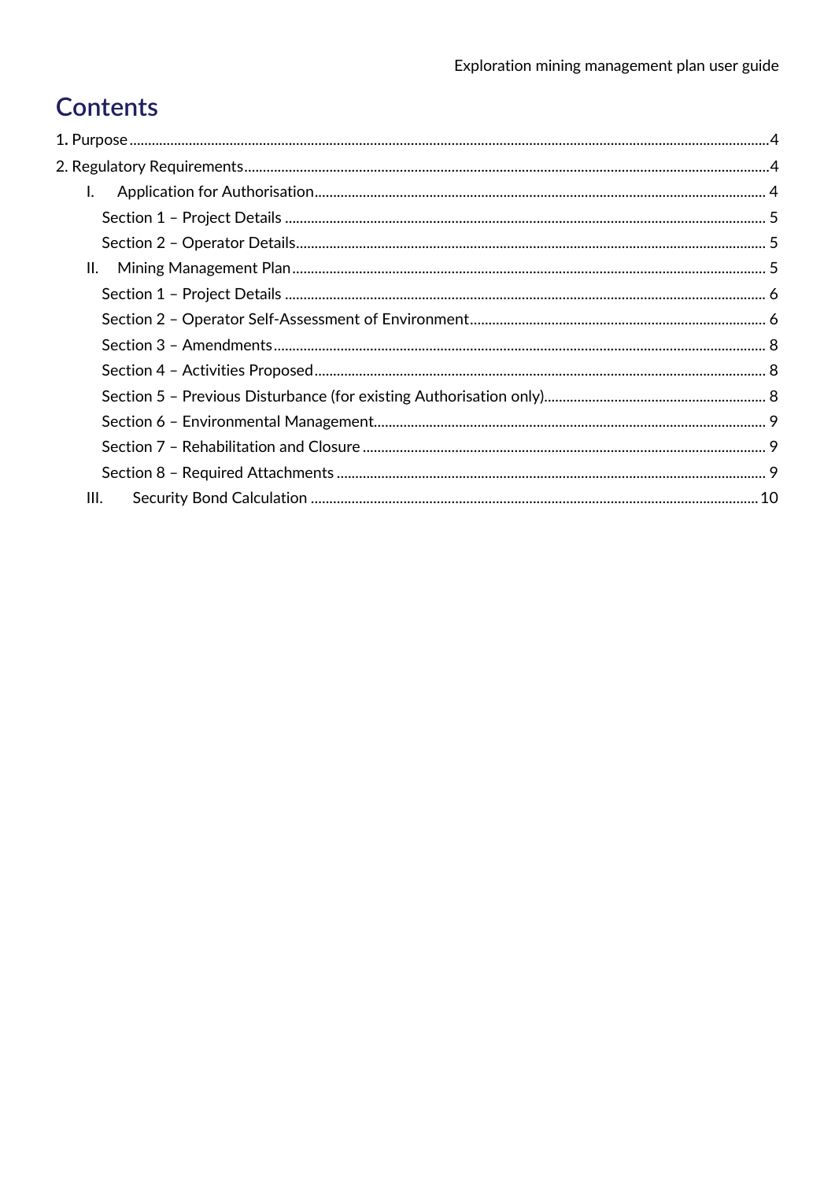# Contents

1. Purpose ........................................................................ 4

2. Regulatory Requirements ........................................................................ 4

   I. Application for Authorisation ........................................................................ 4

      Section 1 – Project Details ........................................................................ 5

      Section 2 – Operator Details ........................................................................ 5

   II. Mining Management Plan ........................................................................ 5

      Section 1 – Project Details ........................................................................ 6

      Section 2 – Operator Self-Assessment of Environment ........................................................................ 6

      Section 3 – Amendments ........................................................................ 8

      Section 4 – Activities Proposed ........................................................................ 8

      Section 5 – Previous Disturbance (for existing Authorisation only) ........................................................................ 8

      Section 6 – Environmental Management ........................................................................ 9

      Section 7 – Rehabilitation and Closure ........................................................................ 9

      Section 8 – Required Attachments ........................................................................ 9

   III. Security Bond Calculation ........................................................................ 10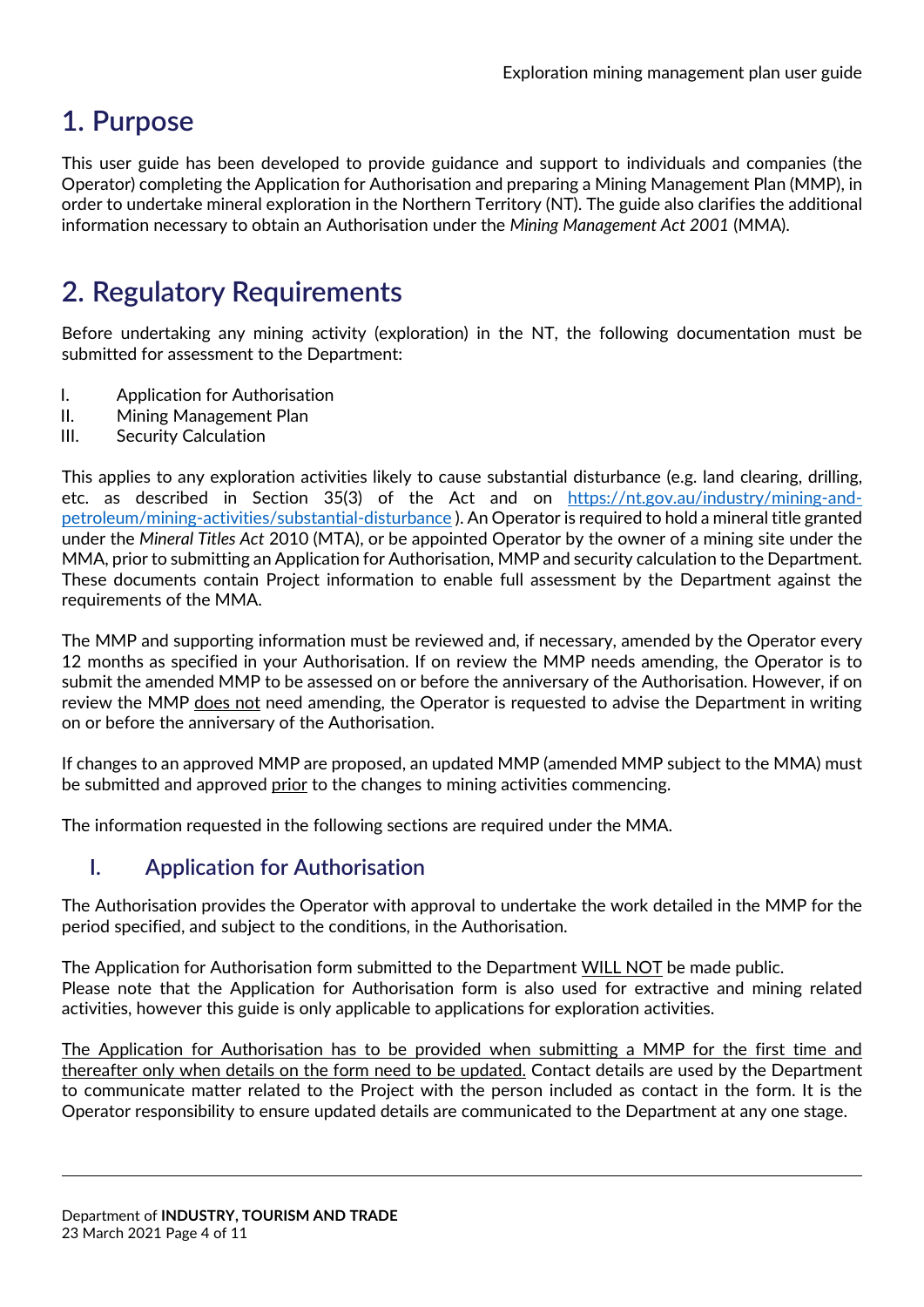# 1. Purpose

This user guide has been developed to provide guidance and support to individuals and companies (the Operator) completing the Application for Authorisation and preparing a Mining Management Plan (MMP), in order to undertake mineral exploration in the Northern Territory (NT). The guide also clarifies the additional information necessary to obtain an Authorisation under the *Mining Management Act 2001* (MMA).

# 2. Regulatory Requirements

Before undertaking any mining activity (exploration) in the NT, the following documentation must be submitted for assessment to the Department:

I. Application for Authorisation
II. Mining Management Plan
III. Security Calculation

This applies to any exploration activities likely to cause substantial disturbance (e.g. land clearing, drilling, etc. as described in Section 35(3) of the Act and on [https://nt.gov.au/industry/mining-and-petroleum/mining-activities/substantial-disturbance](https://nt.gov.au/industry/mining-and-petroleum/mining-activities/substantial-disturbance) ). An Operator is required to hold a mineral title granted under the *Mineral Titles Act* 2010 (MTA), or be appointed Operator by the owner of a mining site under the MMA, prior to submitting an Application for Authorisation, MMP and security calculation to the Department. These documents contain Project information to enable full assessment by the Department against the requirements of the MMA.

The MMP and supporting information must be reviewed and, if necessary, amended by the Operator every 12 months as specified in your Authorisation. If on review the MMP needs amending, the Operator is to submit the amended MMP to be assessed on or before the anniversary of the Authorisation. However, if on review the MMP <u>does not</u> need amending, the Operator is requested to advise the Department in writing on or before the anniversary of the Authorisation.

If changes to an approved MMP are proposed, an updated MMP (amended MMP subject to the MMA) must be submitted and approved <u>prior</u> to the changes to mining activities commencing.

The information requested in the following sections are required under the MMA.

## I. Application for Authorisation

The Authorisation provides the Operator with approval to undertake the work detailed in the MMP for the period specified, and subject to the conditions, in the Authorisation.

The Application for Authorisation form submitted to the Department <u>WILL NOT</u> be made public.
Please note that the Application for Authorisation form is also used for extractive and mining related activities, however this guide is only applicable to applications for exploration activities.

<u>The Application for Authorisation has to be provided when submitting a MMP for the first time and thereafter only when details on the form need to be updated.</u> Contact details are used by the Department to communicate matter related to the Project with the person included as contact in the form. It is the Operator responsibility to ensure updated details are communicated to the Department at any one stage.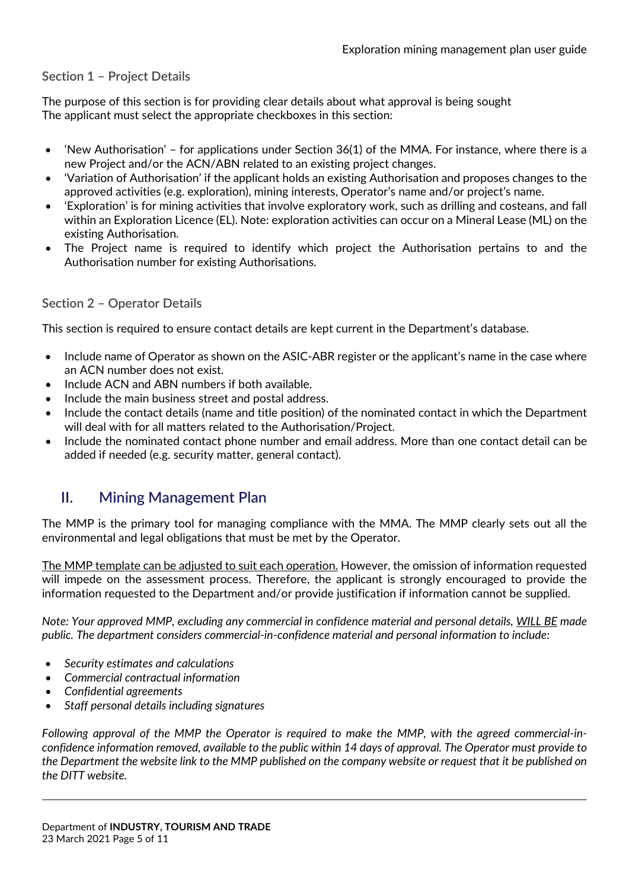### Section 1 – Project Details

The purpose of this section is for providing clear details about what approval is being sought
The applicant must select the appropriate checkboxes in this section:

- 'New Authorisation' – for applications under Section 36(1) of the MMA. For instance, where there is a new Project and/or the ACN/ABN related to an existing project changes.
- 'Variation of Authorisation' if the applicant holds an existing Authorisation and proposes changes to the approved activities (e.g. exploration), mining interests, Operator's name and/or project's name.
- 'Exploration' is for mining activities that involve exploratory work, such as drilling and costeans, and fall within an Exploration Licence (EL). Note: exploration activities can occur on a Mineral Lease (ML) on the existing Authorisation.
- The Project name is required to identify which project the Authorisation pertains to and the Authorisation number for existing Authorisations.

### Section 2 – Operator Details

This section is required to ensure contact details are kept current in the Department's database.

- Include name of Operator as shown on the ASIC-ABR register or the applicant's name in the case where an ACN number does not exist.
- Include ACN and ABN numbers if both available.
- Include the main business street and postal address.
- Include the contact details (name and title position) of the nominated contact in which the Department will deal with for all matters related to the Authorisation/Project.
- Include the nominated contact phone number and email address. More than one contact detail can be added if needed (e.g. security matter, general contact).

## II. Mining Management Plan

The MMP is the primary tool for managing compliance with the MMA. The MMP clearly sets out all the environmental and legal obligations that must be met by the Operator.

<u>The MMP template can be adjusted to suit each operation.</u> However, the omission of information requested will impede on the assessment process. Therefore, the applicant is strongly encouraged to provide the information requested to the Department and/or provide justification if information cannot be supplied.

*Note: Your approved MMP, excluding any commercial in confidence material and personal details, <u>WILL BE</u> made public. The department considers commercial-in-confidence material and personal information to include:*

- *Security estimates and calculations*
- *Commercial contractual information*
- *Confidential agreements*
- *Staff personal details including signatures*

*Following approval of the MMP the Operator is required to make the MMP, with the agreed commercial-in-confidence information removed, available to the public within 14 days of approval. The Operator must provide to the Department the website link to the MMP published on the company website or request that it be published on the DITT website.*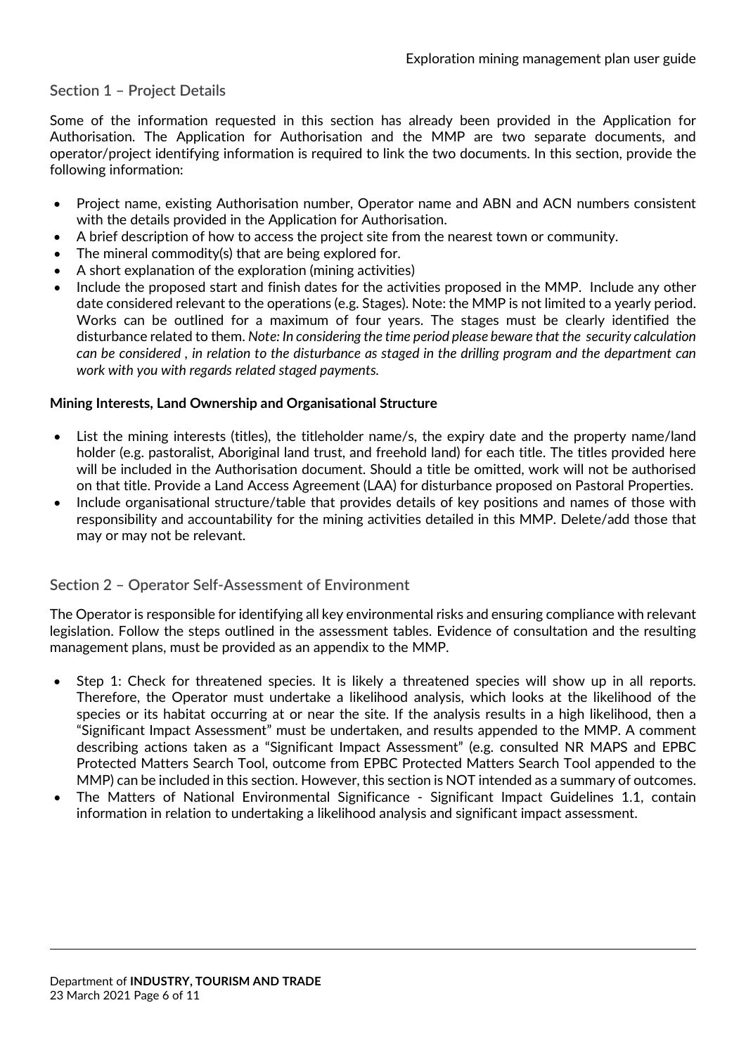## Section 1 – Project Details

Some of the information requested in this section has already been provided in the Application for Authorisation. The Application for Authorisation and the MMP are two separate documents, and operator/project identifying information is required to link the two documents. In this section, provide the following information:

- Project name, existing Authorisation number, Operator name and ABN and ACN numbers consistent with the details provided in the Application for Authorisation.
- A brief description of how to access the project site from the nearest town or community.
- The mineral commodity(s) that are being explored for.
- A short explanation of the exploration (mining activities)
- Include the proposed start and finish dates for the activities proposed in the MMP. Include any other date considered relevant to the operations (e.g. Stages). Note: the MMP is not limited to a yearly period. Works can be outlined for a maximum of four years. The stages must be clearly identified the disturbance related to them. *Note: In considering the time period please beware that the security calculation can be considered , in relation to the disturbance as staged in the drilling program and the department can work with you with regards related staged payments.*

**Mining Interests, Land Ownership and Organisational Structure**

- List the mining interests (titles), the titleholder name/s, the expiry date and the property name/land holder (e.g. pastoralist, Aboriginal land trust, and freehold land) for each title. The titles provided here will be included in the Authorisation document. Should a title be omitted, work will not be authorised on that title. Provide a Land Access Agreement (LAA) for disturbance proposed on Pastoral Properties.
- Include organisational structure/table that provides details of key positions and names of those with responsibility and accountability for the mining activities detailed in this MMP. Delete/add those that may or may not be relevant.

## Section 2 – Operator Self-Assessment of Environment

The Operator is responsible for identifying all key environmental risks and ensuring compliance with relevant legislation. Follow the steps outlined in the assessment tables. Evidence of consultation and the resulting management plans, must be provided as an appendix to the MMP.

- Step 1: Check for threatened species. It is likely a threatened species will show up in all reports. Therefore, the Operator must undertake a likelihood analysis, which looks at the likelihood of the species or its habitat occurring at or near the site. If the analysis results in a high likelihood, then a "Significant Impact Assessment" must be undertaken, and results appended to the MMP. A comment describing actions taken as a "Significant Impact Assessment" (e.g. consulted NR MAPS and EPBC Protected Matters Search Tool, outcome from EPBC Protected Matters Search Tool appended to the MMP) can be included in this section. However, this section is NOT intended as a summary of outcomes.
- The Matters of National Environmental Significance - Significant Impact Guidelines 1.1, contain information in relation to undertaking a likelihood analysis and significant impact assessment.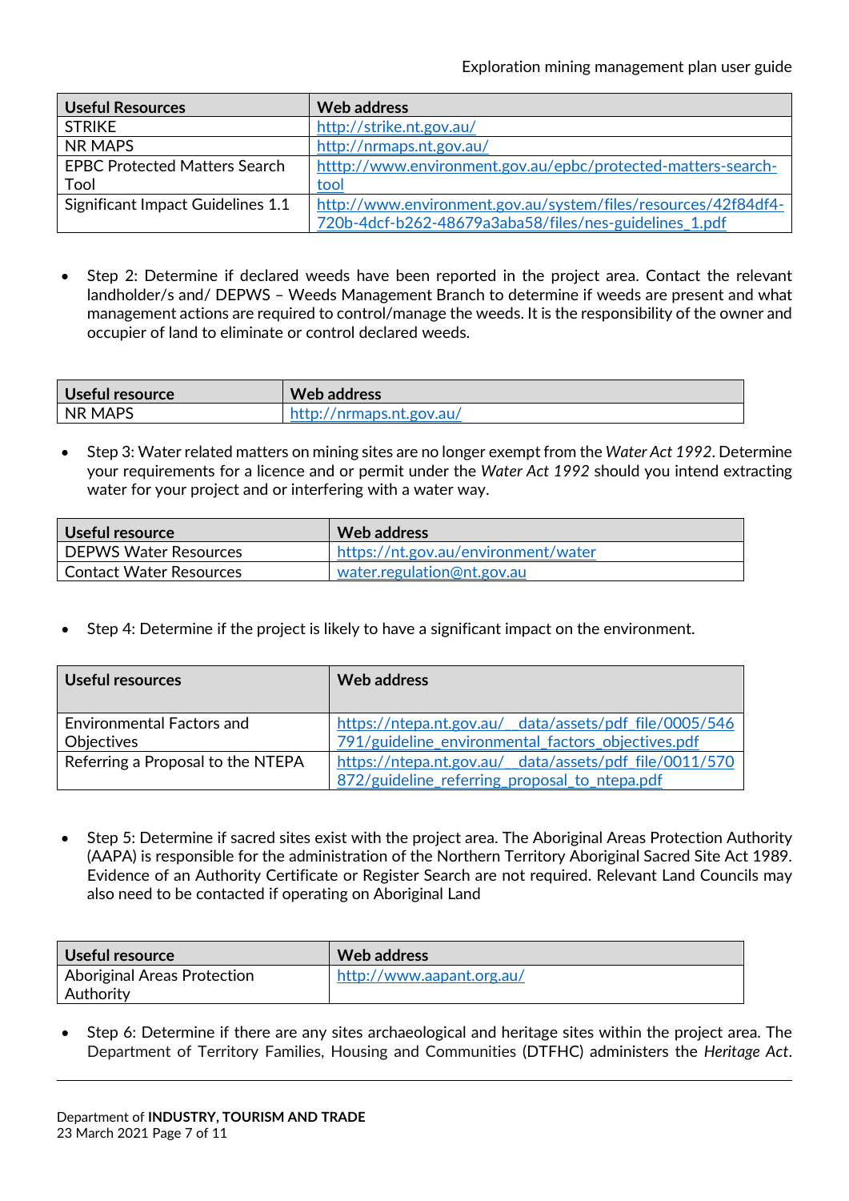| Useful Resources | Web address |
| --- | --- |
| STRIKE | http://strike.nt.gov.au/ |
| NR MAPS | http://nrmaps.nt.gov.au/ |
| EPBC Protected Matters Search Tool | http://www.environment.gov.au/epbc/protected-matters-search-tool |
| Significant Impact Guidelines 1.1 | http://www.environment.gov.au/system/files/resources/42f84df4-720b-4dcf-b262-48679a3aba58/files/nes-guidelines_1.pdf |

- Step 2: Determine if declared weeds have been reported in the project area. Contact the relevant landholder/s and/ DEPWS – Weeds Management Branch to determine if weeds are present and what management actions are required to control/manage the weeds. It is the responsibility of the owner and occupier of land to eliminate or control declared weeds.

| Useful resource | Web address |
| --- | --- |
| NR MAPS | http://nrmaps.nt.gov.au/ |

- Step 3: Water related matters on mining sites are no longer exempt from the *Water Act 1992*. Determine your requirements for a licence and or permit under the *Water Act 1992* should you intend extracting water for your project and or interfering with a water way.

| Useful resource | Web address |
| --- | --- |
| DEPWS Water Resources | https://nt.gov.au/environment/water |
| Contact Water Resources | water.regulation@nt.gov.au |

- Step 4: Determine if the project is likely to have a significant impact on the environment.

| Useful resources | Web address |
| --- | --- |
| Environmental Factors and Objectives | https://ntepa.nt.gov.au/__data/assets/pdf_file/0005/546791/guideline_environmental_factors_objectives.pdf |
| Referring a Proposal to the NTEPA | https://ntepa.nt.gov.au/__data/assets/pdf_file/0011/570872/guideline_referring_proposal_to_ntepa.pdf |

- Step 5: Determine if sacred sites exist with the project area. The Aboriginal Areas Protection Authority (AAPA) is responsible for the administration of the Northern Territory Aboriginal Sacred Site Act 1989. Evidence of an Authority Certificate or Register Search are not required. Relevant Land Councils may also need to be contacted if operating on Aboriginal Land

| Useful resource | Web address |
| --- | --- |
| Aboriginal Areas Protection Authority | http://www.aapant.org.au/ |

- Step 6: Determine if there are any sites archaeological and heritage sites within the project area. The Department of Territory Families, Housing and Communities (DTFHC) administers the *Heritage Act*.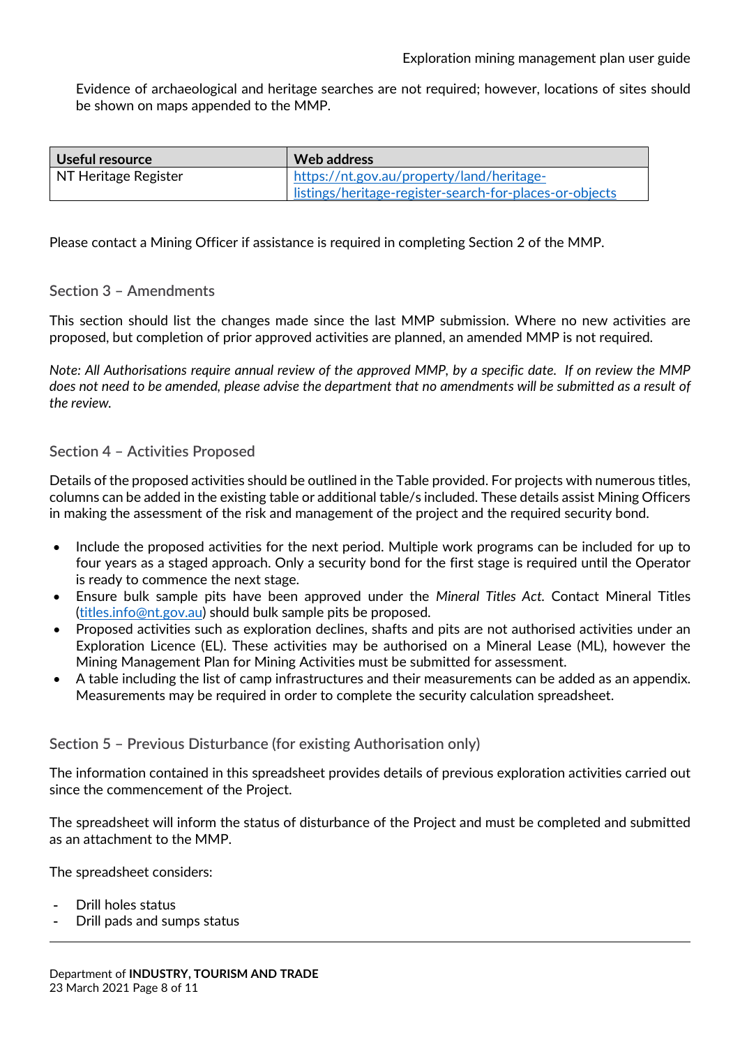Evidence of archaeological and heritage searches are not required; however, locations of sites should be shown on maps appended to the MMP.

| Useful resource | Web address |
| --- | --- |
| NT Heritage Register | [https://nt.gov.au/property/land/heritage-listings/heritage-register-search-for-places-or-objects](https://nt.gov.au/property/land/heritage-listings/heritage-register-search-for-places-or-objects) |

Please contact a Mining Officer if assistance is required in completing Section 2 of the MMP.

## Section 3 – Amendments

This section should list the changes made since the last MMP submission. Where no new activities are proposed, but completion of prior approved activities are planned, an amended MMP is not required.

*Note: All Authorisations require annual review of the approved MMP, by a specific date. If on review the MMP does not need to be amended, please advise the department that no amendments will be submitted as a result of the review.*

## Section 4 – Activities Proposed

Details of the proposed activities should be outlined in the Table provided. For projects with numerous titles, columns can be added in the existing table or additional table/s included. These details assist Mining Officers in making the assessment of the risk and management of the project and the required security bond.

- Include the proposed activities for the next period. Multiple work programs can be included for up to four years as a staged approach. Only a security bond for the first stage is required until the Operator is ready to commence the next stage.
- Ensure bulk sample pits have been approved under the *Mineral Titles Act*. Contact Mineral Titles ([titles.info@nt.gov.au](mailto:titles.info@nt.gov.au)) should bulk sample pits be proposed.
- Proposed activities such as exploration declines, shafts and pits are not authorised activities under an Exploration Licence (EL). These activities may be authorised on a Mineral Lease (ML), however the Mining Management Plan for Mining Activities must be submitted for assessment.
- A table including the list of camp infrastructures and their measurements can be added as an appendix. Measurements may be required in order to complete the security calculation spreadsheet.

## Section 5 – Previous Disturbance (for existing Authorisation only)

The information contained in this spreadsheet provides details of previous exploration activities carried out since the commencement of the Project.

The spreadsheet will inform the status of disturbance of the Project and must be completed and submitted as an attachment to the MMP.

The spreadsheet considers:

- Drill holes status
- Drill pads and sumps status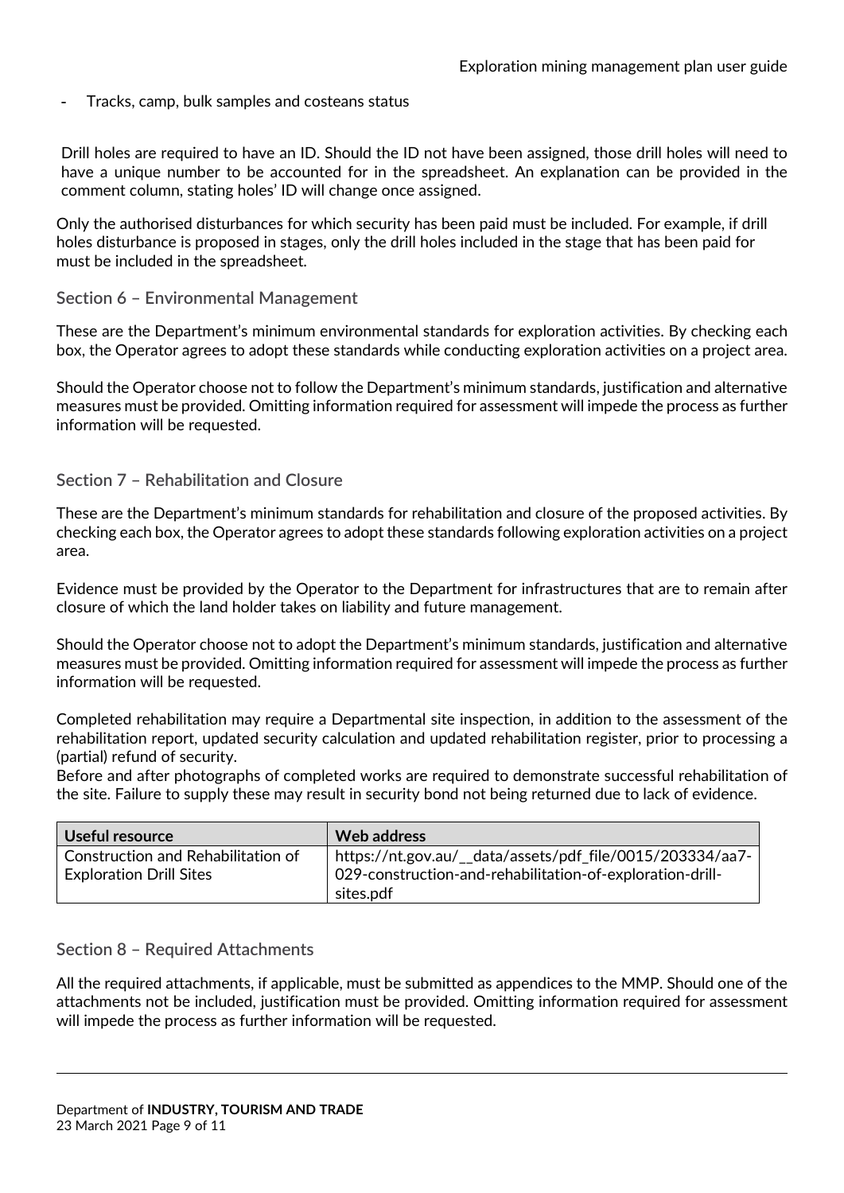- Tracks, camp, bulk samples and costeans status

Drill holes are required to have an ID. Should the ID not have been assigned, those drill holes will need to have a unique number to be accounted for in the spreadsheet. An explanation can be provided in the comment column, stating holes' ID will change once assigned.

Only the authorised disturbances for which security has been paid must be included. For example, if drill holes disturbance is proposed in stages, only the drill holes included in the stage that has been paid for must be included in the spreadsheet.

### Section 6 – Environmental Management

These are the Department's minimum environmental standards for exploration activities. By checking each box, the Operator agrees to adopt these standards while conducting exploration activities on a project area.

Should the Operator choose not to follow the Department's minimum standards, justification and alternative measures must be provided. Omitting information required for assessment will impede the process as further information will be requested.

### Section 7 – Rehabilitation and Closure

These are the Department's minimum standards for rehabilitation and closure of the proposed activities. By checking each box, the Operator agrees to adopt these standards following exploration activities on a project area.

Evidence must be provided by the Operator to the Department for infrastructures that are to remain after closure of which the land holder takes on liability and future management.

Should the Operator choose not to adopt the Department's minimum standards, justification and alternative measures must be provided. Omitting information required for assessment will impede the process as further information will be requested.

Completed rehabilitation may require a Departmental site inspection, in addition to the assessment of the rehabilitation report, updated security calculation and updated rehabilitation register, prior to processing a (partial) refund of security.
Before and after photographs of completed works are required to demonstrate successful rehabilitation of the site. Failure to supply these may result in security bond not being returned due to lack of evidence.

| Useful resource | Web address |
|---|---|
| Construction and Rehabilitation of Exploration Drill Sites | https://nt.gov.au/__data/assets/pdf_file/0015/203334/aa7-029-construction-and-rehabilitation-of-exploration-drill-sites.pdf |

### Section 8 – Required Attachments

All the required attachments, if applicable, must be submitted as appendices to the MMP. Should one of the attachments not be included, justification must be provided. Omitting information required for assessment will impede the process as further information will be requested.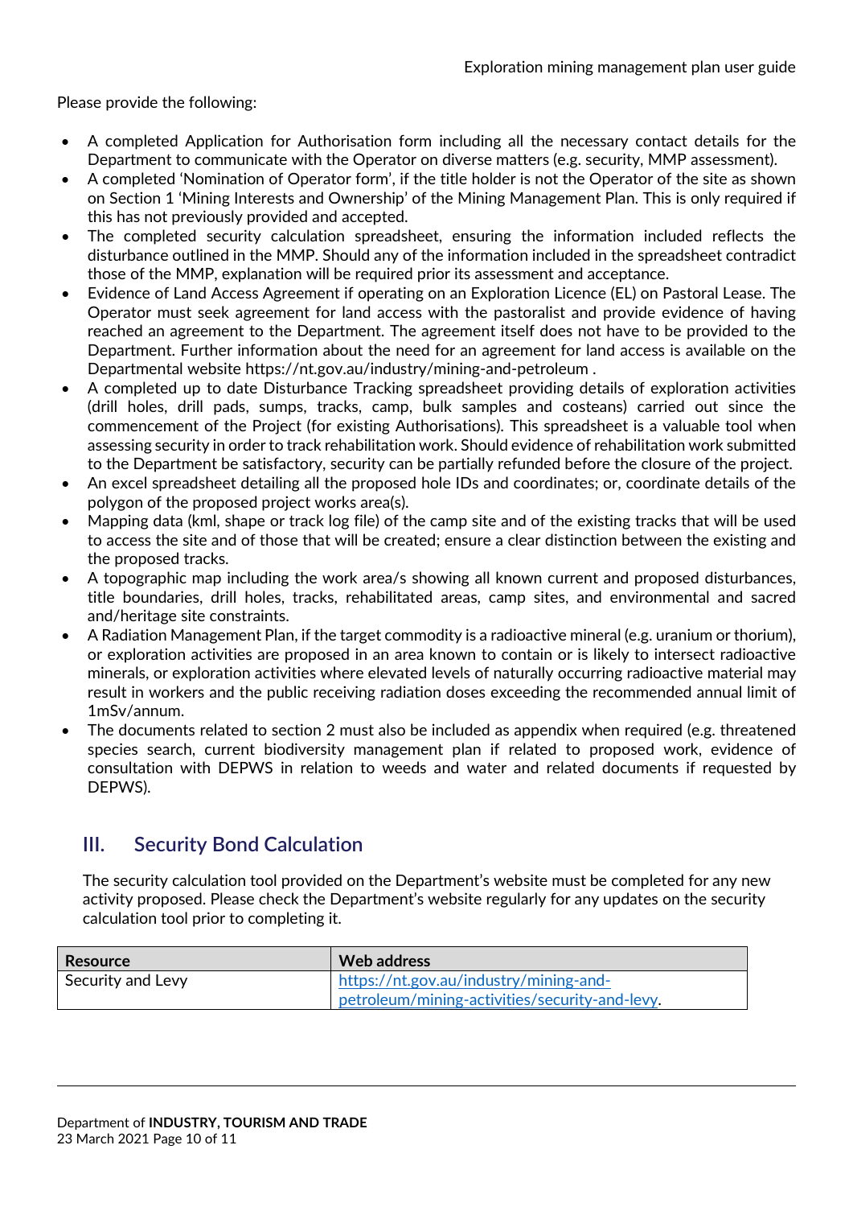Please provide the following:

- A completed Application for Authorisation form including all the necessary contact details for the Department to communicate with the Operator on diverse matters (e.g. security, MMP assessment).
- A completed 'Nomination of Operator form', if the title holder is not the Operator of the site as shown on Section 1 'Mining Interests and Ownership' of the Mining Management Plan. This is only required if this has not previously provided and accepted.
- The completed security calculation spreadsheet, ensuring the information included reflects the disturbance outlined in the MMP. Should any of the information included in the spreadsheet contradict those of the MMP, explanation will be required prior its assessment and acceptance.
- Evidence of Land Access Agreement if operating on an Exploration Licence (EL) on Pastoral Lease. The Operator must seek agreement for land access with the pastoralist and provide evidence of having reached an agreement to the Department. The agreement itself does not have to be provided to the Department. Further information about the need for an agreement for land access is available on the Departmental website https://nt.gov.au/industry/mining-and-petroleum .
- A completed up to date Disturbance Tracking spreadsheet providing details of exploration activities (drill holes, drill pads, sumps, tracks, camp, bulk samples and costeans) carried out since the commencement of the Project (for existing Authorisations). This spreadsheet is a valuable tool when assessing security in order to track rehabilitation work. Should evidence of rehabilitation work submitted to the Department be satisfactory, security can be partially refunded before the closure of the project.
- An excel spreadsheet detailing all the proposed hole IDs and coordinates; or, coordinate details of the polygon of the proposed project works area(s).
- Mapping data (kml, shape or track log file) of the camp site and of the existing tracks that will be used to access the site and of those that will be created; ensure a clear distinction between the existing and the proposed tracks.
- A topographic map including the work area/s showing all known current and proposed disturbances, title boundaries, drill holes, tracks, rehabilitated areas, camp sites, and environmental and sacred and/heritage site constraints.
- A Radiation Management Plan, if the target commodity is a radioactive mineral (e.g. uranium or thorium), or exploration activities are proposed in an area known to contain or is likely to intersect radioactive minerals, or exploration activities where elevated levels of naturally occurring radioactive material may result in workers and the public receiving radiation doses exceeding the recommended annual limit of 1mSv/annum.
- The documents related to section 2 must also be included as appendix when required (e.g. threatened species search, current biodiversity management plan if related to proposed work, evidence of consultation with DEPWS in relation to weeds and water and related documents if requested by DEPWS).

## III. Security Bond Calculation

The security calculation tool provided on the Department's website must be completed for any new activity proposed. Please check the Department's website regularly for any updates on the security calculation tool prior to completing it.

| Resource | Web address |
|---|---|
| Security and Levy | https://nt.gov.au/industry/mining-and-petroleum/mining-activities/security-and-levy. |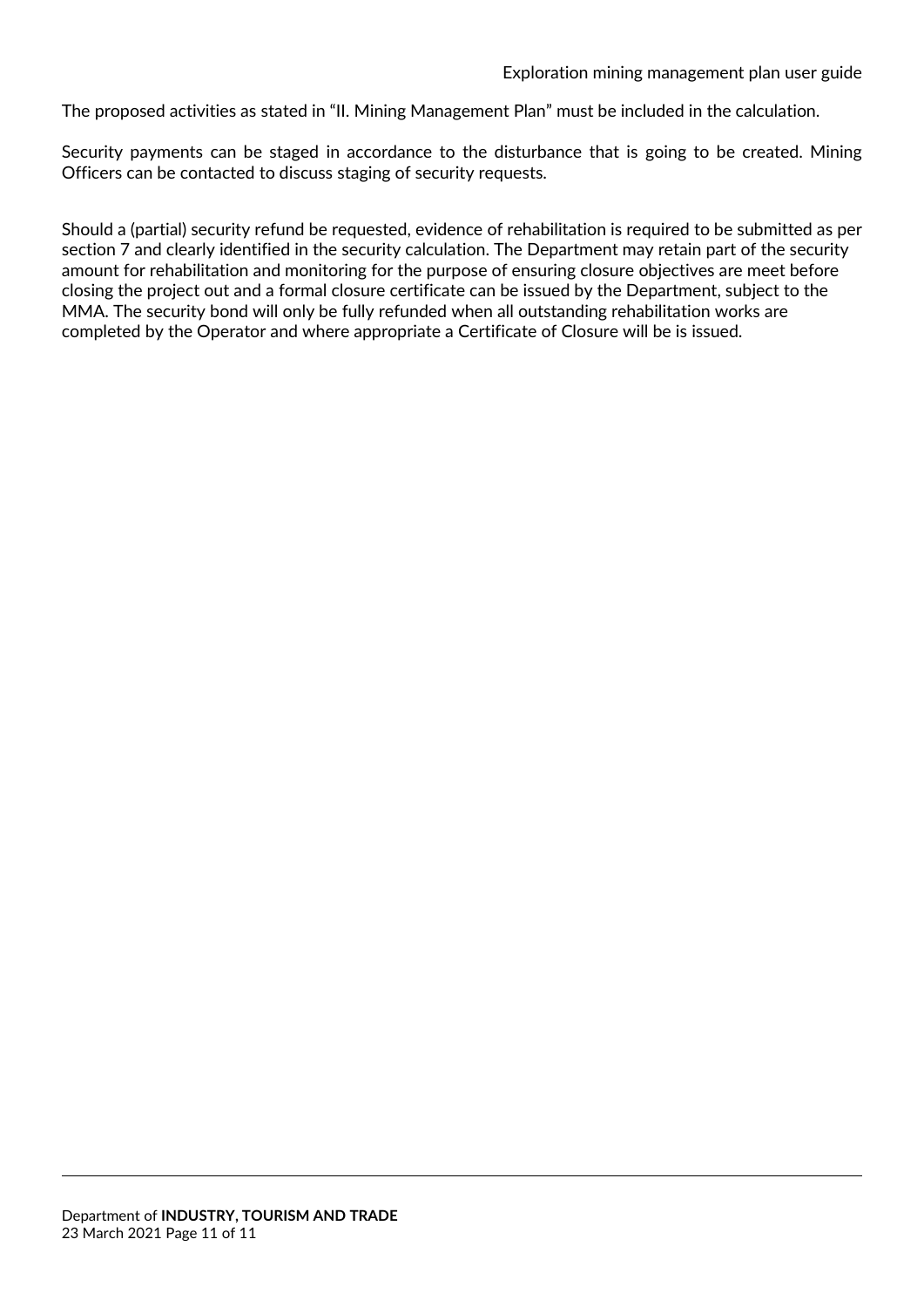The proposed activities as stated in “II. Mining Management Plan” must be included in the calculation.

Security payments can be staged in accordance to the disturbance that is going to be created. Mining Officers can be contacted to discuss staging of security requests.

Should a (partial) security refund be requested, evidence of rehabilitation is required to be submitted as per section 7 and clearly identified in the security calculation. The Department may retain part of the security amount for rehabilitation and monitoring for the purpose of ensuring closure objectives are meet before closing the project out and a formal closure certificate can be issued by the Department, subject to the MMA. The security bond will only be fully refunded when all outstanding rehabilitation works are completed by the Operator and where appropriate a Certificate of Closure will be is issued.